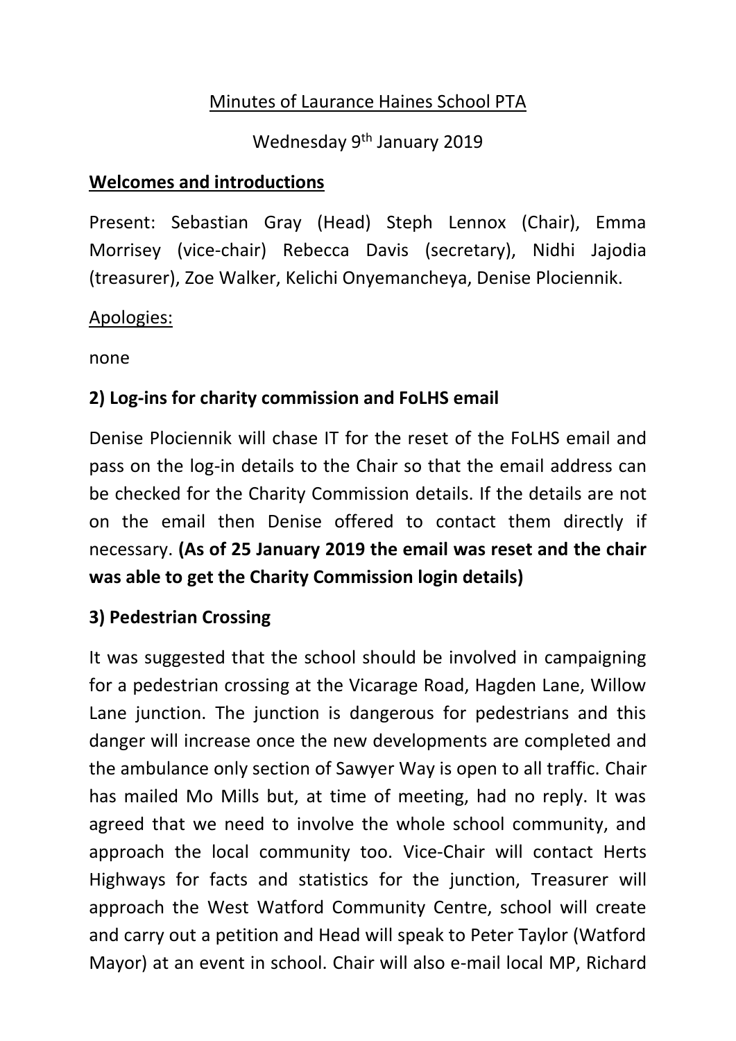Minutes of Laurance Haines School PTA

Wednesday 9th January 2019

## Welcomes and introductions

Present: Sebastian Gray (Head) Steph Lennox (Chair), Emma Morrisey (vice-chair) Rebecca Davis (secretary), Nidhi Jajodia (treasurer), Zoe Walker, Kelichi Onyemancheya, Denise Plociennik.

Apologies:

none

## 2) Log-ins for charity commission and FoLHS email

Denise Plociennik will chase IT for the reset of the FoLHS email and pass on the log-in details to the Chair so that the email address can be checked for the Charity Commission details. If the details are not on the email then Denise offered to contact them directly if necessary. **(As of 25 January 2019 the email was reset and the chair was able to get the Charity Commission login details)**

## 3) Pedestrian Crossing

It was suggested that the school should be involved in campaigning for a pedestrian crossing at the Vicarage Road, Hagden Lane, Willow Lane junction. The junction is dangerous for pedestrians and this danger will increase once the new developments are completed and the ambulance only section of Sawyer Way is open to all traffic. Chair has mailed Mo Mills but, at time of meeting, had no reply. It was agreed that we need to involve the whole school community, and approach the local community too. Vice-Chair will contact Herts Highways for facts and statistics for the junction, Treasurer will approach the West Watford Community Centre, school will create and carry out a petition and Head will speak to Peter Taylor (Watford Mayor) at an event in school. Chair will also e-mail local MP, Richard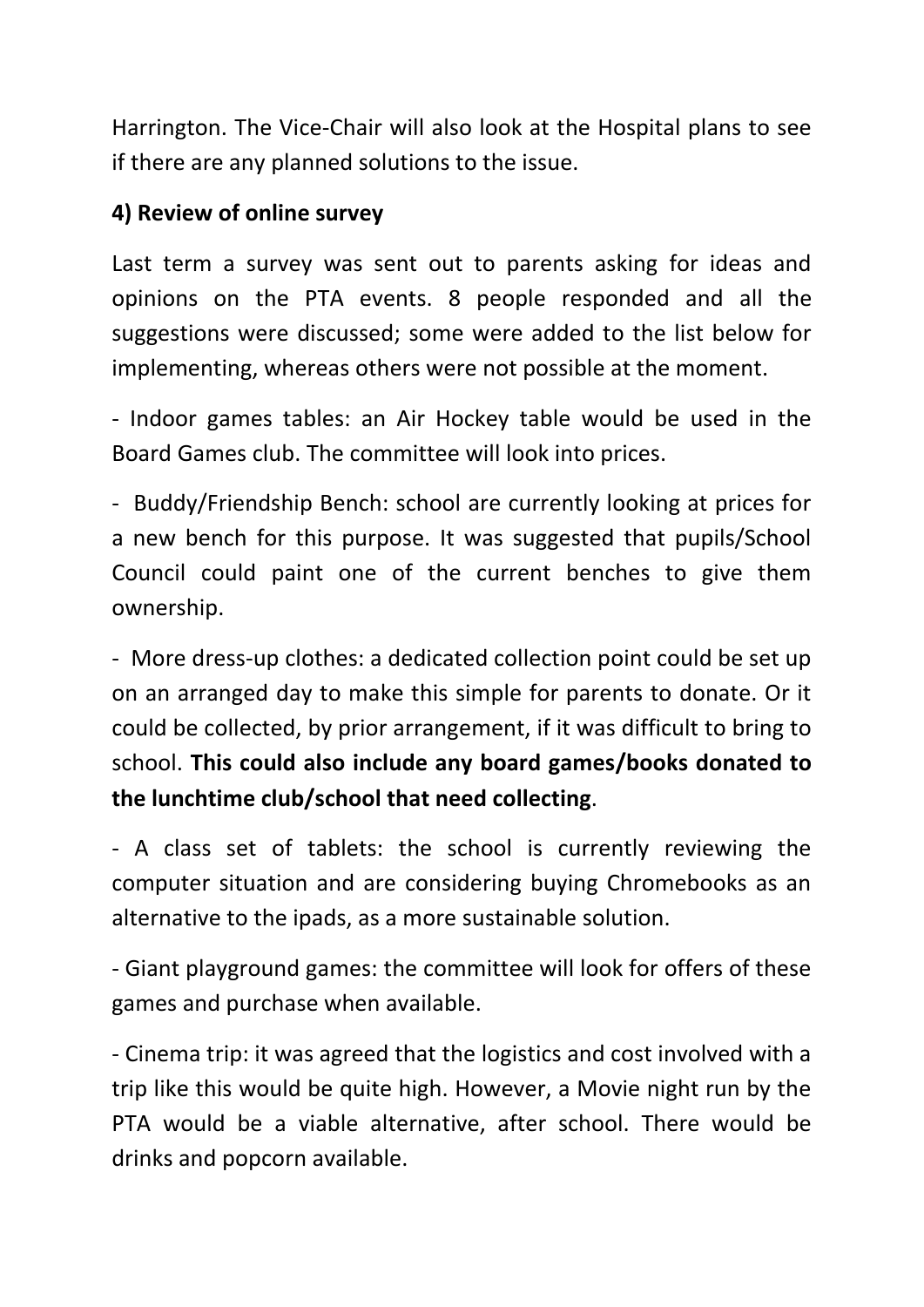Harrington. The Vice-Chair will also look at the Hospital plans to see if there are any planned solutions to the issue.

**4) Review of online survey**

Last term a survey was sent out to parents asking for ideas and opinions on the PTA events. 8 people responded and all the suggestions were discussed; some were added to the list below for implementing, whereas others were not possible at the moment.

- Indoor games tables: an Air Hockey table would be used in the Board Games club. The committee will look into prices.

- Buddy/Friendship Bench: school are currently looking at prices for a new bench for this purpose. It was suggested that pupils/School Council could paint one of the current benches to give them ownership.

- More dress-up clothes: a dedicated collection point could be set up on an arranged day to make this simple for parents to donate. Or it could be collected, by prior arrangement, if it was difficult to bring to school. **This could also include any board games/books donated to the lunchtime club/school that need collecting**.

- A class set of tablets: the school is currently reviewing the computer situation and are considering buying Chromebooks as an alternative to the ipads, as a more sustainable solution.

- Giant playground games: the committee will look for offers of these games and purchase when available.

- Cinema trip: it was agreed that the logistics and cost involved with a trip like this would be quite high. However, a Movie night run by the PTA would be a viable alternative, after school. There would be drinks and popcorn available.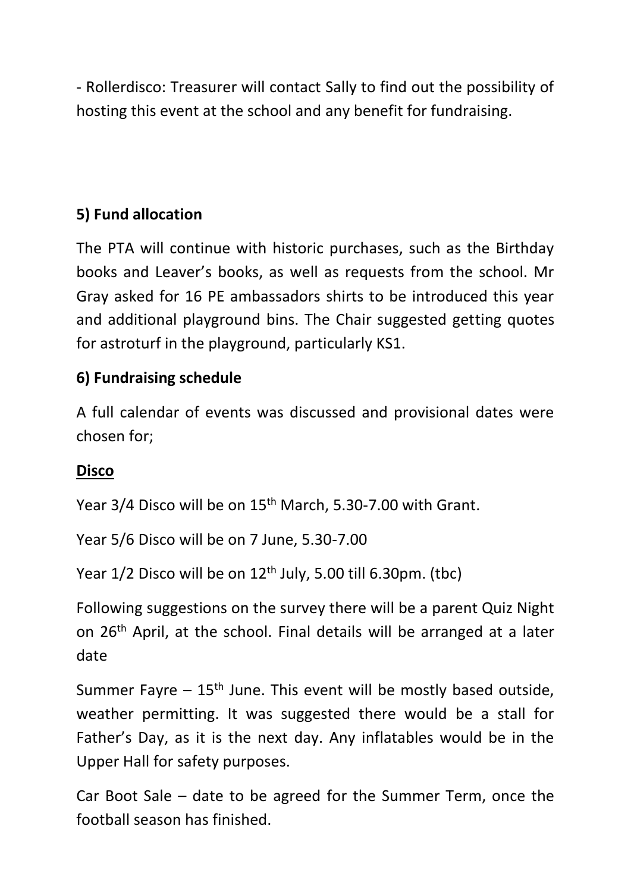- Rollerdisco: Treasurer will contact Sally to find out the possibility of hosting this event at the school and any benefit for fundraising.

**5) Fund allocation**

The PTA will continue with historic purchases, such as the Birthday books and Leaver's books, as well as requests from the school. Mr Gray asked for 16 PE ambassadors shirts to be introduced this year and additional playground bins. The Chair suggested getting quotes for astroturf in the playground, particularly KS1.

**6) Fundraising schedule**

A full calendar of events was discussed and provisional dates were chosen for;

**<u>Disco</u>**

Year 3/4 Disco will be on 15th March, 5.30-7.00 with Grant.

Year 5/6 Disco will be on 7 June, 5.30-7.00

Year 1/2 Disco will be on 12th July, 5.00 till 6.30pm. (tbc)

Following suggestions on the survey there will be a parent Quiz Night on 26th April, at the school. Final details will be arranged at a later date

Summer Fayre – 15th June. This event will be mostly based outside, weather permitting. It was suggested there would be a stall for Father's Day, as it is the next day. Any inflatables would be in the Upper Hall for safety purposes.

Car Boot Sale – date to be agreed for the Summer Term, once the football season has finished.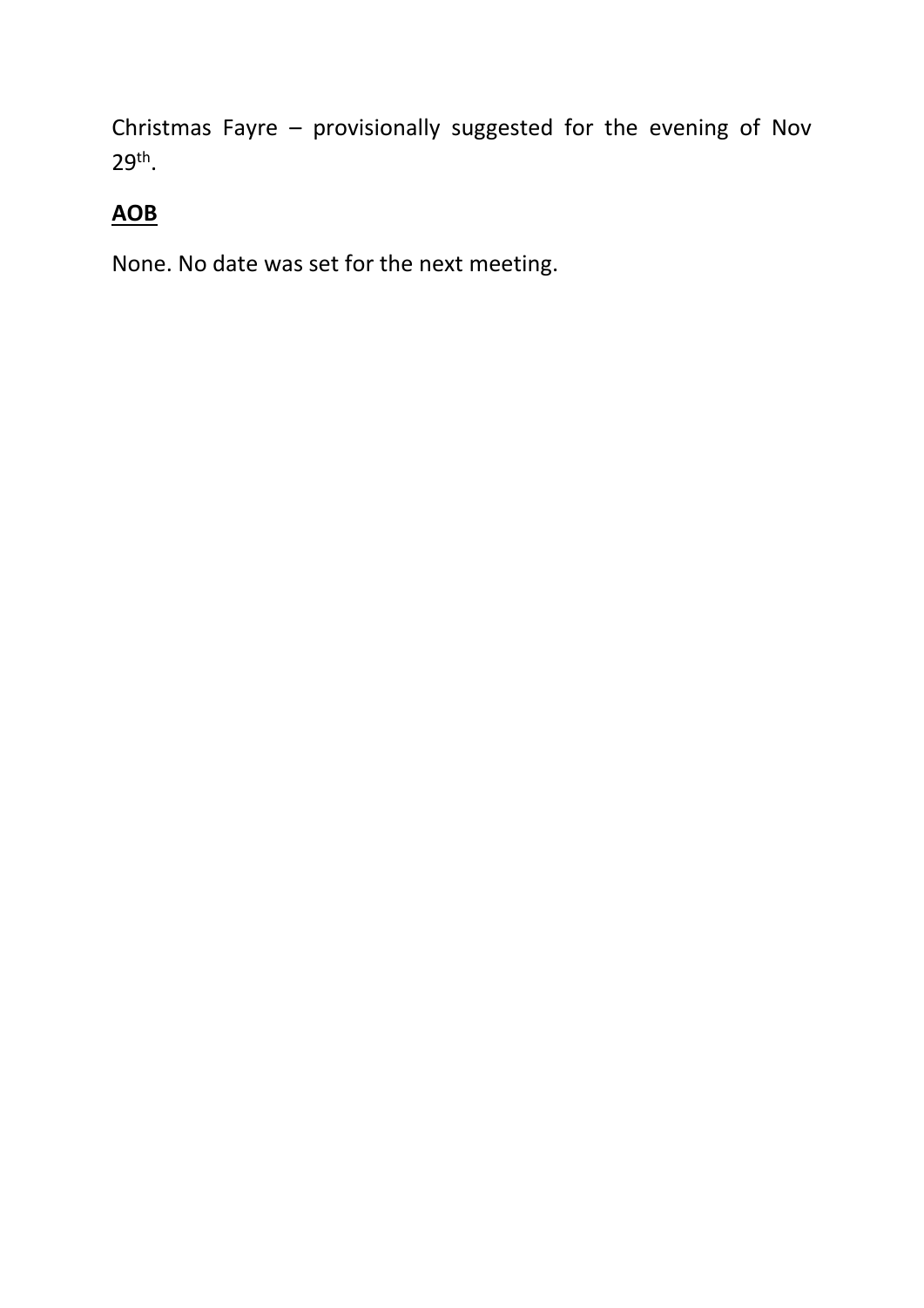Christmas Fayre – provisionally suggested for the evening of Nov 29th.

**AOB**

None. No date was set for the next meeting.